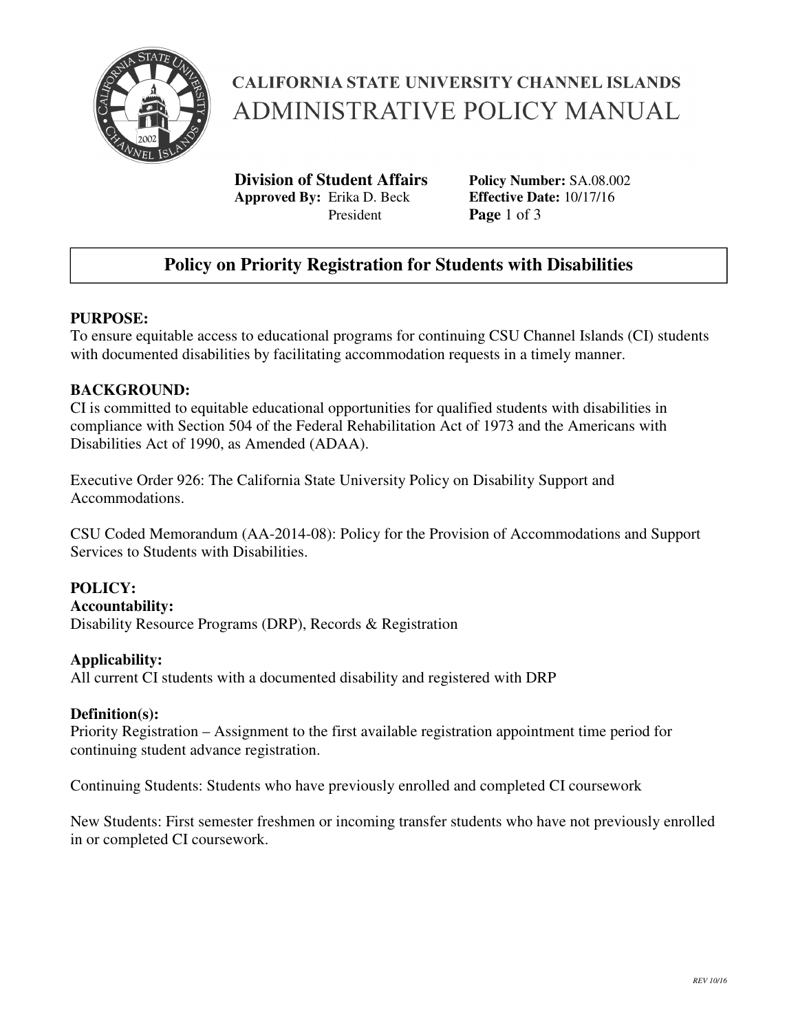# CALIFORNIA STATE UNIVERSITY CHANNEL ISLANDS
# ADMINISTRATIVE POLICY MANUAL

**Division of Student Affairs**
**Approved By:** Erika D. Beck, President

**Policy Number:** SA.08.002
**Effective Date:** 10/17/16

## Policy on Priority Registration for Students with Disabilities

**PURPOSE:**
To ensure equitable access to educational programs for continuing CSU Channel Islands (CI) students with documented disabilities by facilitating accommodation requests in a timely manner.

**BACKGROUND:**
CI is committed to equitable educational opportunities for qualified students with disabilities in compliance with Section 504 of the Federal Rehabilitation Act of 1973 and the Americans with Disabilities Act of 1990, as Amended (ADAA).

Executive Order 926: The California State University Policy on Disability Support and Accommodations.

CSU Coded Memorandum (AA-2014-08): Policy for the Provision of Accommodations and Support Services to Students with Disabilities.

**POLICY:**

**Accountability:**
Disability Resource Programs (DRP), Records & Registration

**Applicability:**
All current CI students with a documented disability and registered with DRP

**Definition(s):**
Priority Registration – Assignment to the first available registration appointment time period for continuing student advance registration.

Continuing Students: Students who have previously enrolled and completed CI coursework

New Students: First semester freshmen or incoming transfer students who have not previously enrolled in or completed CI coursework.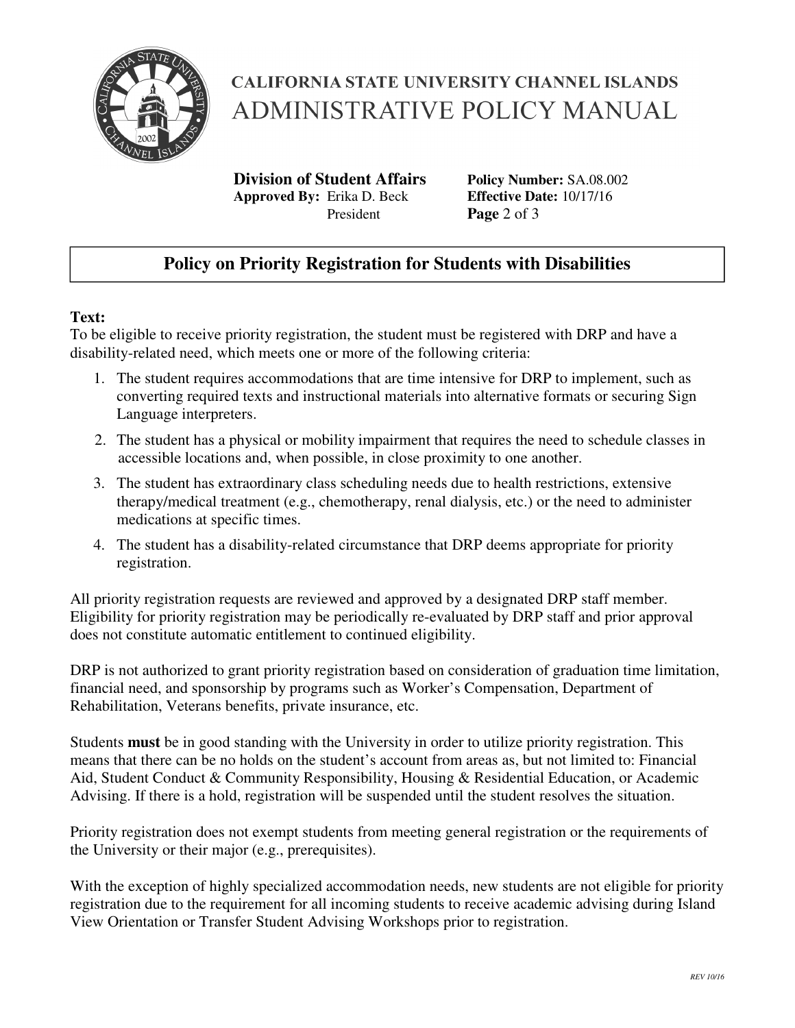**Text:**

To be eligible to receive priority registration, the student must be registered with DRP and have a disability-related need, which meets one or more of the following criteria:

1. The student requires accommodations that are time intensive for DRP to implement, such as converting required texts and instructional materials into alternative formats or securing Sign Language interpreters.
2. The student has a physical or mobility impairment that requires the need to schedule classes in accessible locations and, when possible, in close proximity to one another.
3. The student has extraordinary class scheduling needs due to health restrictions, extensive therapy/medical treatment (e.g., chemotherapy, renal dialysis, etc.) or the need to administer medications at specific times.
4. The student has a disability-related circumstance that DRP deems appropriate for priority registration.

All priority registration requests are reviewed and approved by a designated DRP staff member. Eligibility for priority registration may be periodically re-evaluated by DRP staff and prior approval does not constitute automatic entitlement to continued eligibility.

DRP is not authorized to grant priority registration based on consideration of graduation time limitation, financial need, and sponsorship by programs such as Worker's Compensation, Department of Rehabilitation, Veterans benefits, private insurance, etc.

Students **must** be in good standing with the University in order to utilize priority registration. This means that there can be no holds on the student's account from areas as, but not limited to: Financial Aid, Student Conduct & Community Responsibility, Housing & Residential Education, or Academic Advising. If there is a hold, registration will be suspended until the student resolves the situation.

Priority registration does not exempt students from meeting general registration or the requirements of the University or their major (e.g., prerequisites).

With the exception of highly specialized accommodation needs, new students are not eligible for priority registration due to the requirement for all incoming students to receive academic advising during Island View Orientation or Transfer Student Advising Workshops prior to registration.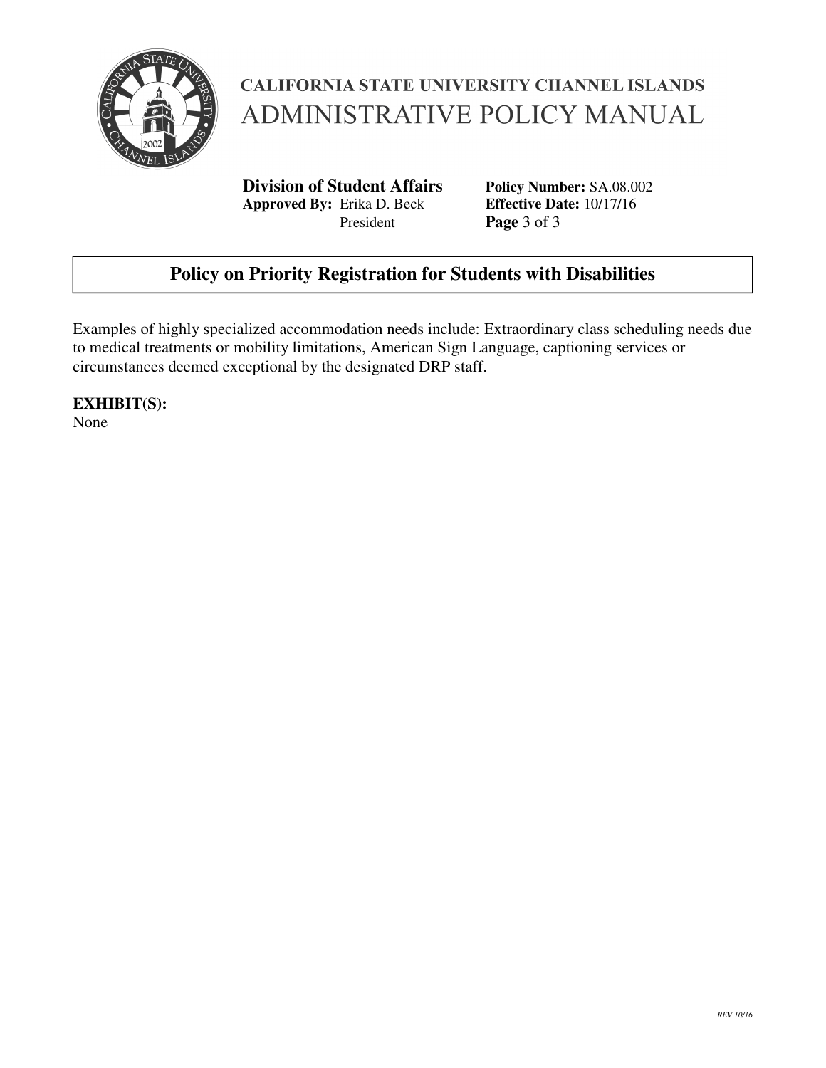Examples of highly specialized accommodation needs include: Extraordinary class scheduling needs due to medical treatments or mobility limitations, American Sign Language, captioning services or circumstances deemed exceptional by the designated DRP staff.

**EXHIBIT(S):**

None